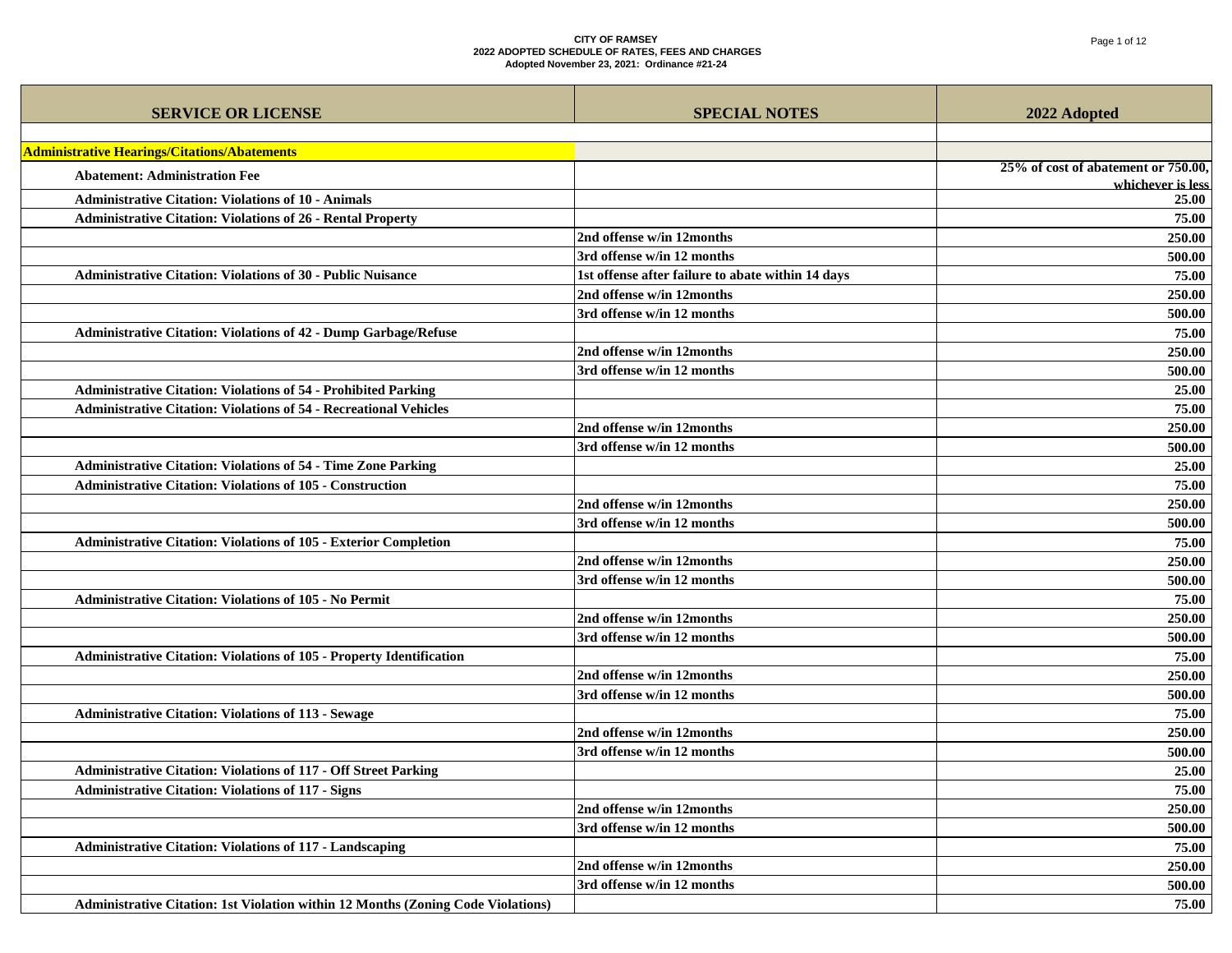**CITY OF RAMSEY**
**2022 ADOPTED SCHEDULE OF RATES, FEES AND CHARGES**
**Adopted November 23, 2021: Ordinance #21-24**

| SERVICE OR LICENSE | SPECIAL NOTES | 2022 Adopted |
|---|---|---|
| | | |
| **Administrative Hearings/Citations/Abatements** | | |
| Abatement: Administration Fee | | 25% of cost of abatement or 750.00, whichever is less |
| Administrative Citation: Violations of 10 - Animals | | 25.00 |
| Administrative Citation: Violations of 26 - Rental Property | | 75.00 |
| | 2nd offense w/in 12months | 250.00 |
| | 3rd offense w/in 12 months | 500.00 |
| Administrative Citation: Violations of 30 - Public Nuisance | 1st offense after failure to abate within 14 days | 75.00 |
| | 2nd offense w/in 12months | 250.00 |
| | 3rd offense w/in 12 months | 500.00 |
| Administrative Citation: Violations of 42 - Dump Garbage/Refuse | | 75.00 |
| | 2nd offense w/in 12months | 250.00 |
| | 3rd offense w/in 12 months | 500.00 |
| Administrative Citation: Violations of 54 - Prohibited Parking | | 25.00 |
| Administrative Citation: Violations of 54 - Recreational Vehicles | | 75.00 |
| | 2nd offense w/in 12months | 250.00 |
| | 3rd offense w/in 12 months | 500.00 |
| Administrative Citation: Violations of 54 - Time Zone Parking | | 25.00 |
| Administrative Citation: Violations of 105 - Construction | | 75.00 |
| | 2nd offense w/in 12months | 250.00 |
| | 3rd offense w/in 12 months | 500.00 |
| Administrative Citation: Violations of 105 - Exterior Completion | | 75.00 |
| | 2nd offense w/in 12months | 250.00 |
| | 3rd offense w/in 12 months | 500.00 |
| Administrative Citation: Violations of 105 - No Permit | | 75.00 |
| | 2nd offense w/in 12months | 250.00 |
| | 3rd offense w/in 12 months | 500.00 |
| Administrative Citation: Violations of 105 - Property Identification | | 75.00 |
| | 2nd offense w/in 12months | 250.00 |
| | 3rd offense w/in 12 months | 500.00 |
| Administrative Citation: Violations of 113 - Sewage | | 75.00 |
| | 2nd offense w/in 12months | 250.00 |
| | 3rd offense w/in 12 months | 500.00 |
| Administrative Citation: Violations of 117 - Off Street Parking | | 25.00 |
| Administrative Citation: Violations of 117 - Signs | | 75.00 |
| | 2nd offense w/in 12months | 250.00 |
| | 3rd offense w/in 12 months | 500.00 |
| Administrative Citation: Violations of 117 - Landscaping | | 75.00 |
| | 2nd offense w/in 12months | 250.00 |
| | 3rd offense w/in 12 months | 500.00 |
| Administrative Citation: 1st Violation within 12 Months (Zoning Code Violations) | | 75.00 |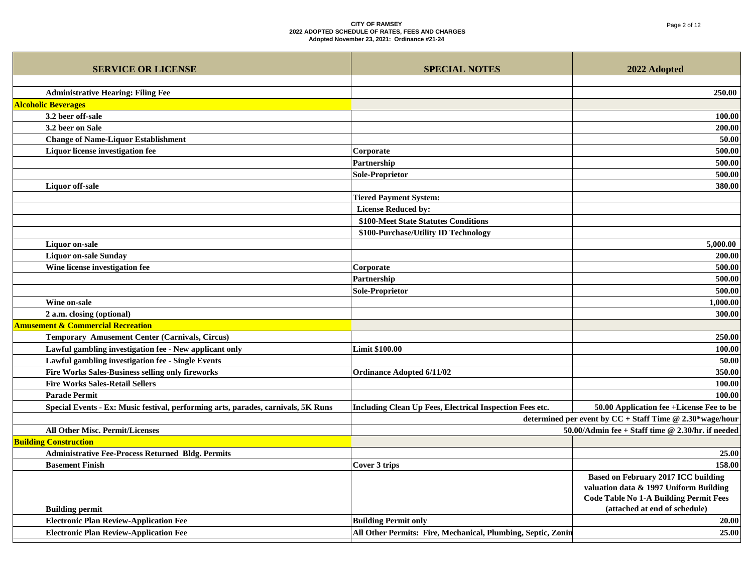**CITY OF RAMSEY**
**2022 ADOPTED SCHEDULE OF RATES, FEES AND CHARGES**
**Adopted November 23, 2021: Ordinance #21-24**

| SERVICE OR LICENSE | SPECIAL NOTES | 2022 Adopted |
|---|---|---|
| | | |
| Administrative Hearing: Filing Fee | | 250.00 |
| **Alcoholic Beverages** | | |
| 3.2 beer off-sale | | 100.00 |
| 3.2 beer on Sale | | 200.00 |
| Change of Name-Liquor Establishment | | 50.00 |
| Liquor license investigation fee | Corporate | 500.00 |
| | Partnership | 500.00 |
| | Sole-Proprietor | 500.00 |
| Liquor off-sale | | 380.00 |
| | Tiered Payment System: | |
| | License Reduced by: | |
| | $100-Meet State Statutes Conditions | |
| | $100-Purchase/Utility ID Technology | |
| Liquor on-sale | | 5,000.00 |
| Liquor on-sale Sunday | | 200.00 |
| Wine license investigation fee | Corporate | 500.00 |
| | Partnership | 500.00 |
| | Sole-Proprietor | 500.00 |
| Wine on-sale | | 1,000.00 |
| 2 a.m. closing (optional) | | 300.00 |
| **Amusement & Commercial Recreation** | | |
| Temporary Amusement Center (Carnivals, Circus) | | 250.00 |
| Lawful gambling investigation fee - New applicant only | Limit $100.00 | 100.00 |
| Lawful gambling investigation fee - Single Events | | 50.00 |
| Fire Works Sales-Business selling only fireworks | Ordinance Adopted 6/11/02 | 350.00 |
| Fire Works Sales-Retail Sellers | | 100.00 |
| Parade Permit | | 100.00 |
| Special Events - Ex: Music festival, performing arts, parades, carnivals, 5K Runs | Including Clean Up Fees, Electrical Inspection Fees etc. | 50.00 Application fee +License Fee to be |
| | determined per event by CC + Staff Time @ 2.30*wage/hour | |
| All Other Misc. Permit/Licenses | 50.00/Admin fee + Staff time @ 2.30/hr. if needed | |
| **Building Construction** | | |
| Administrative Fee-Process Returned Bldg. Permits | | 25.00 |
| Basement Finish | Cover 3 trips | 158.00 |
| Building permit | | Based on February 2017 ICC building valuation data & 1997 Uniform Building Code Table No 1-A Building Permit Fees (attached at end of schedule) |
| Electronic Plan Review-Application Fee | Building Permit only | 20.00 |
| Electronic Plan Review-Application Fee | All Other Permits: Fire, Mechanical, Plumbing, Septic, Zonin | 25.00 |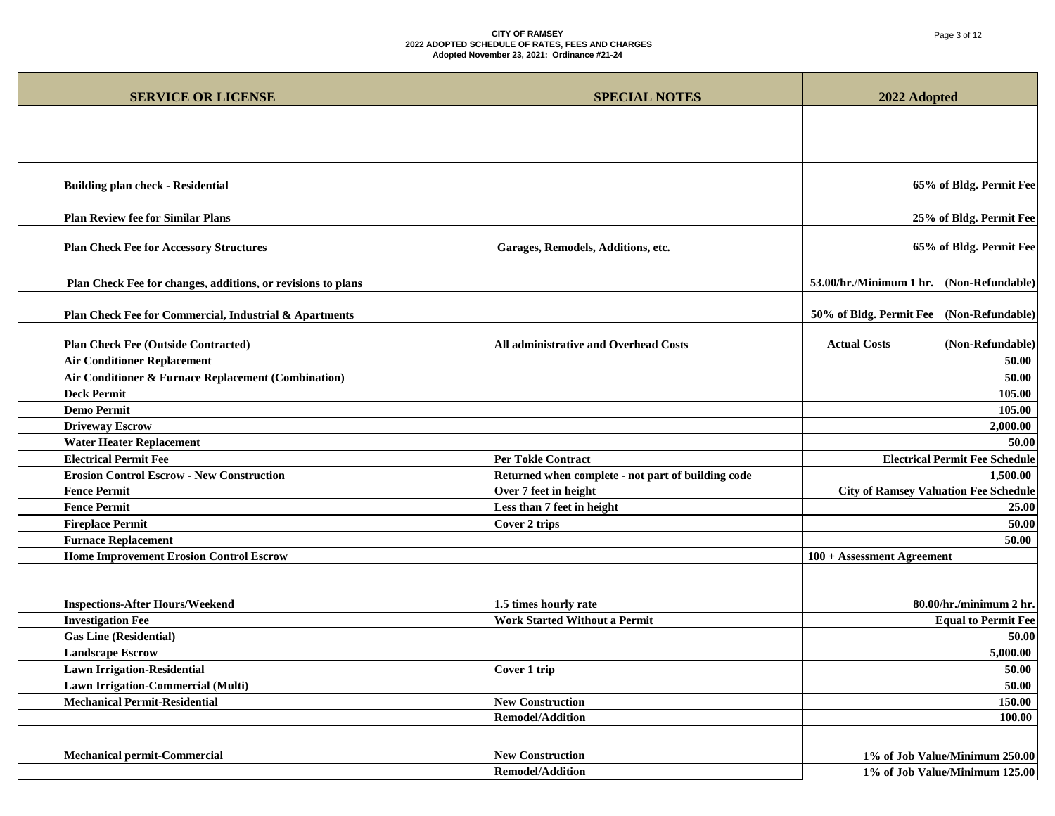| SERVICE OR LICENSE | SPECIAL NOTES | 2022 Adopted |
|---|---|---|
| | | |
| **Building plan check - Residential** | | **65% of Bldg. Permit Fee** |
| **Plan Review fee for Similar Plans** | | **25% of Bldg. Permit Fee** |
| **Plan Check Fee for Accessory Structures** | **Garages, Remodels, Additions, etc.** | **65% of Bldg. Permit Fee** |
| **Plan Check Fee for changes, additions, or revisions to plans** | | **53.00/hr./Minimum 1 hr. (Non-Refundable)** |
| **Plan Check Fee for Commercial, Industrial & Apartments** | | **50% of Bldg. Permit Fee (Non-Refundable)** |
| **Plan Check Fee (Outside Contracted)** | **All administrative and Overhead Costs** | **Actual Costs (Non-Refundable)** |
| **Air Conditioner Replacement** | | **50.00** |
| **Air Conditioner & Furnace Replacement (Combination)** | | **50.00** |
| **Deck Permit** | | **105.00** |
| **Demo Permit** | | **105.00** |
| **Driveway Escrow** | | **2,000.00** |
| **Water Heater Replacement** | | **50.00** |
| **Electrical Permit Fee** | **Per Tokle Contract** | **Electrical Permit Fee Schedule** |
| **Erosion Control Escrow - New Construction** | **Returned when complete - not part of building code** | **1,500.00** |
| **Fence Permit** | **Over 7 feet in height** | **City of Ramsey Valuation Fee Schedule** |
| **Fence Permit** | **Less than 7 feet in height** | **25.00** |
| **Fireplace Permit** | **Cover 2 trips** | **50.00** |
| **Furnace Replacement** | | **50.00** |
| **Home Improvement Erosion Control Escrow** | | **100 + Assessment Agreement** |
| **Inspections-After Hours/Weekend** | **1.5 times hourly rate** | **80.00/hr./minimum 2 hr.** |
| **Investigation Fee** | **Work Started Without a Permit** | **Equal to Permit Fee** |
| **Gas Line (Residential)** | | **50.00** |
| **Landscape Escrow** | | **5,000.00** |
| **Lawn Irrigation-Residential** | **Cover 1 trip** | **50.00** |
| **Lawn Irrigation-Commercial (Multi)** | | **50.00** |
| **Mechanical Permit-Residential** | **New Construction** | **150.00** |
| | **Remodel/Addition** | **100.00** |
| **Mechanical permit-Commercial** | **New Construction** | **1% of Job Value/Minimum 250.00** |
| | **Remodel/Addition** | **1% of Job Value/Minimum 125.00** |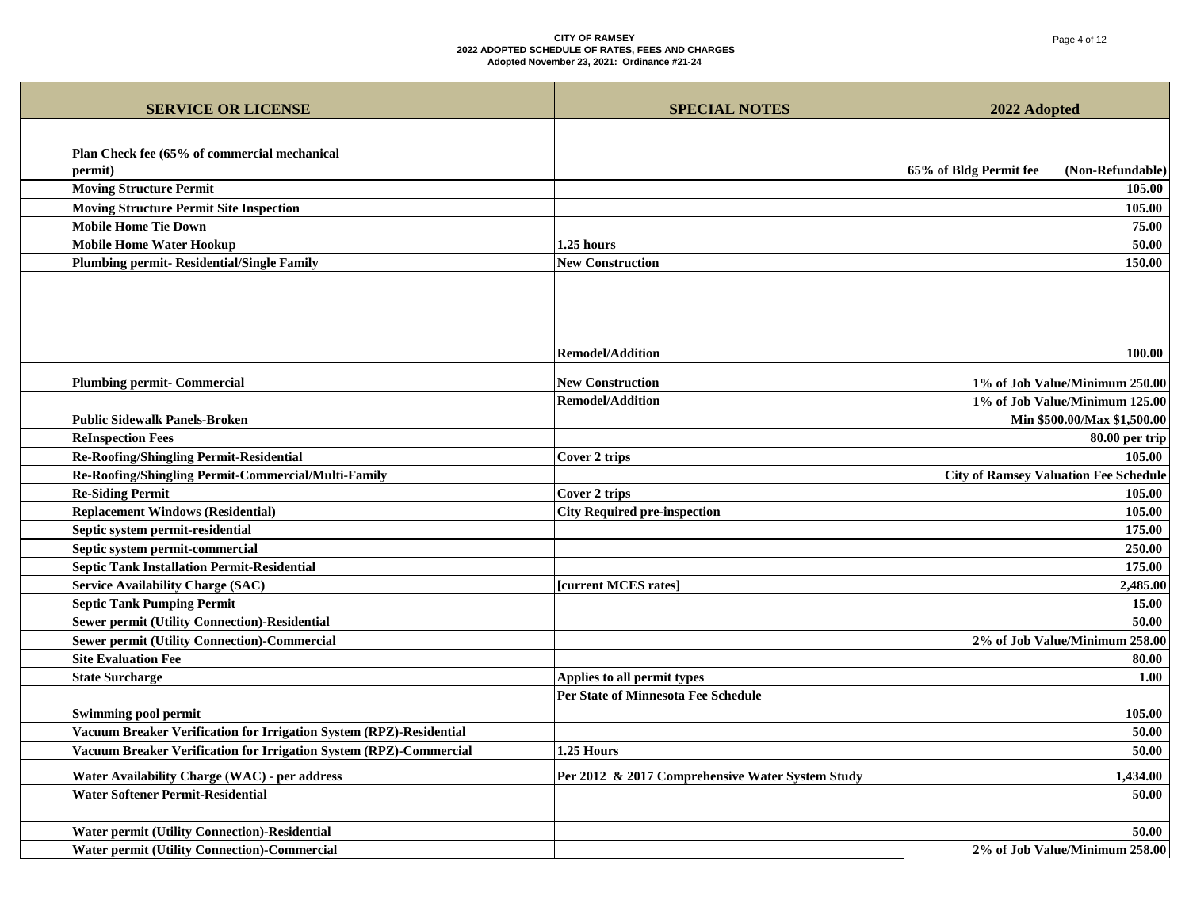| SERVICE OR LICENSE | SPECIAL NOTES | 2022 Adopted |
|---|---|---|
| Plan Check fee (65% of commercial mechanical permit) | | 65% of Bldg Permit fee (Non-Refundable) |
| Moving Structure Permit | | 105.00 |
| Moving Structure Permit Site Inspection | | 105.00 |
| Mobile Home Tie Down | | 75.00 |
| Mobile Home Water Hookup | 1.25 hours | 50.00 |
| Plumbing permit- Residential/Single Family | New Construction | 150.00 |
| | Remodel/Addition | 100.00 |
| Plumbing permit- Commercial | New Construction | 1% of Job Value/Minimum 250.00 |
| | Remodel/Addition | 1% of Job Value/Minimum 125.00 |
| Public Sidewalk Panels-Broken | | Min $500.00/Max $1,500.00 |
| ReInspection Fees | | 80.00 per trip |
| Re-Roofing/Shingling Permit-Residential | Cover 2 trips | 105.00 |
| Re-Roofing/Shingling Permit-Commercial/Multi-Family | | City of Ramsey Valuation Fee Schedule |
| Re-Siding Permit | Cover 2 trips | 105.00 |
| Replacement Windows (Residential) | City Required pre-inspection | 105.00 |
| Septic system permit-residential | | 175.00 |
| Septic system permit-commercial | | 250.00 |
| Septic Tank Installation Permit-Residential | | 175.00 |
| Service Availability Charge (SAC) | [current MCES rates] | 2,485.00 |
| Septic Tank Pumping Permit | | 15.00 |
| Sewer permit (Utility Connection)-Residential | | 50.00 |
| Sewer permit (Utility Connection)-Commercial | | 2% of Job Value/Minimum 258.00 |
| Site Evaluation Fee | | 80.00 |
| State Surcharge | Applies to all permit types | 1.00 |
| | Per State of Minnesota Fee Schedule | |
| Swimming pool permit | | 105.00 |
| Vacuum Breaker Verification for Irrigation System (RPZ)-Residential | | 50.00 |
| Vacuum Breaker Verification for Irrigation System (RPZ)-Commercial | 1.25 Hours | 50.00 |
| Water Availability Charge (WAC) - per address | Per 2012 & 2017 Comprehensive Water System Study | 1,434.00 |
| Water Softener Permit-Residential | | 50.00 |
| | | |
| Water permit (Utility Connection)-Residential | | 50.00 |
| Water permit (Utility Connection)-Commercial | | 2% of Job Value/Minimum 258.00 |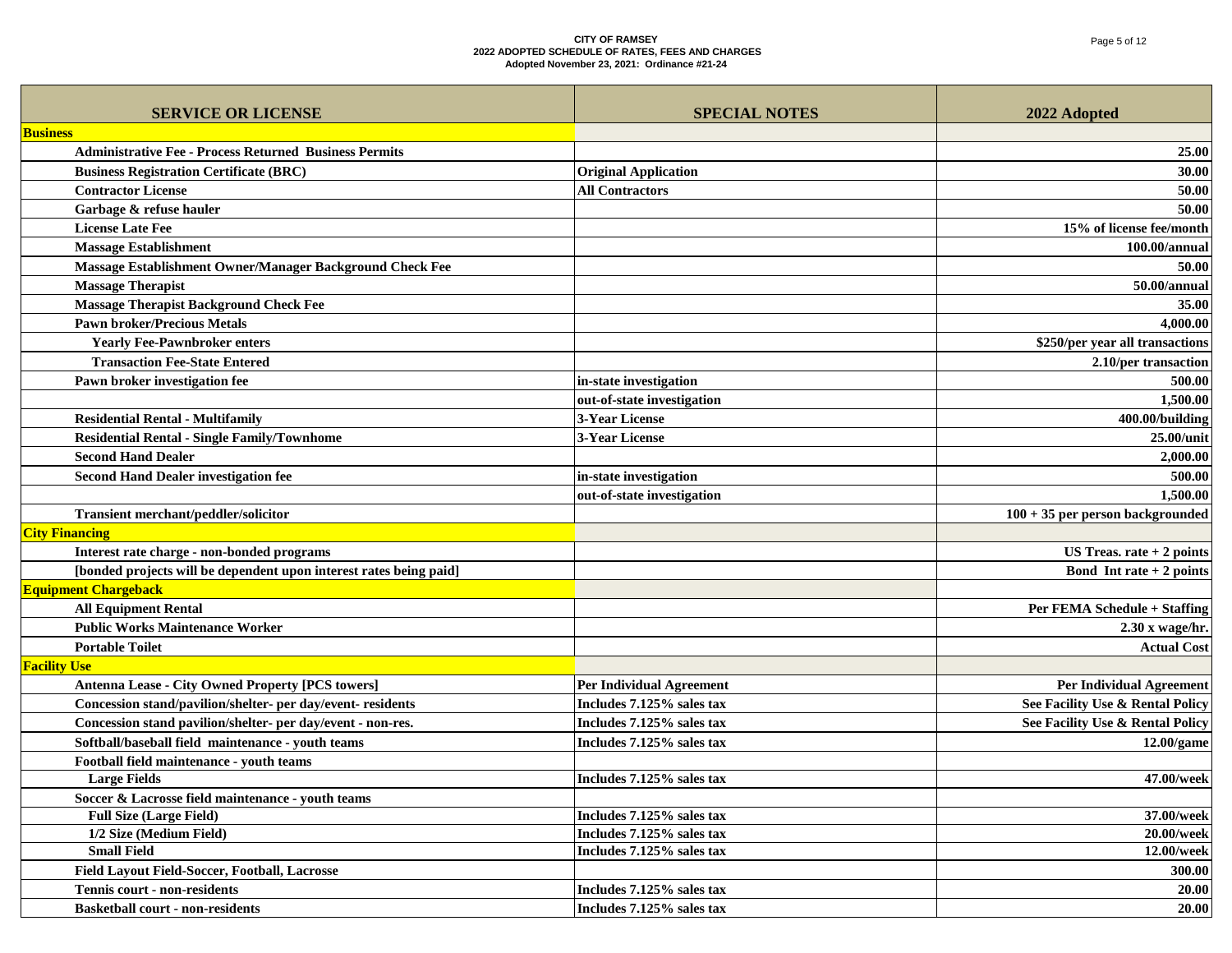**CITY OF RAMSEY**
**2022 ADOPTED SCHEDULE OF RATES, FEES AND CHARGES**
**Adopted November 23, 2021: Ordinance #21-24**

| SERVICE OR LICENSE | SPECIAL NOTES | 2022 Adopted |
|---|---|---|
| **Business** | | |
| Administrative Fee - Process Returned Business Permits | | 25.00 |
| Business Registration Certificate (BRC) | Original Application | 30.00 |
| Contractor License | All Contractors | 50.00 |
| Garbage & refuse hauler | | 50.00 |
| License Late Fee | | 15% of license fee/month |
| Massage Establishment | | 100.00/annual |
| Massage Establishment Owner/Manager Background Check Fee | | 50.00 |
| Massage Therapist | | 50.00/annual |
| Massage Therapist Background Check Fee | | 35.00 |
| Pawn broker/Precious Metals | | 4,000.00 |
| Yearly Fee-Pawnbroker enters | | $250/per year all transactions |
| Transaction Fee-State Entered | | 2.10/per transaction |
| Pawn broker investigation fee | in-state investigation | 500.00 |
| | out-of-state investigation | 1,500.00 |
| Residential Rental - Multifamily | 3-Year License | 400.00/building |
| Residential Rental - Single Family/Townhome | 3-Year License | 25.00/unit |
| Second Hand Dealer | | 2,000.00 |
| Second Hand Dealer investigation fee | in-state investigation | 500.00 |
| | out-of-state investigation | 1,500.00 |
| Transient merchant/peddler/solicitor | | 100 + 35 per person backgrounded |
| **City Financing** | | |
| Interest rate charge - non-bonded programs | | US Treas. rate + 2 points |
| [bonded projects will be dependent upon interest rates being paid] | | Bond Int rate + 2 points |
| **Equipment Chargeback** | | |
| All Equipment Rental | | Per FEMA Schedule + Staffing |
| Public Works Maintenance Worker | | 2.30 x wage/hr. |
| Portable Toilet | | Actual Cost |
| **Facility Use** | | |
| Antenna Lease - City Owned Property [PCS towers] | Per Individual Agreement | Per Individual Agreement |
| Concession stand/pavilion/shelter- per day/event- residents | Includes 7.125% sales tax | See Facility Use & Rental Policy |
| Concession stand pavilion/shelter- per day/event - non-res. | Includes 7.125% sales tax | See Facility Use & Rental Policy |
| Softball/baseball field maintenance - youth teams | Includes 7.125% sales tax | 12.00/game |
| Football field maintenance - youth teams | | |
| Large Fields | Includes 7.125% sales tax | 47.00/week |
| Soccer & Lacrosse field maintenance - youth teams | | |
| Full Size (Large Field) | Includes 7.125% sales tax | 37.00/week |
| 1/2 Size (Medium Field) | Includes 7.125% sales tax | 20.00/week |
| Small Field | Includes 7.125% sales tax | 12.00/week |
| Field Layout Field-Soccer, Football, Lacrosse | | 300.00 |
| Tennis court - non-residents | Includes 7.125% sales tax | 20.00 |
| Basketball court - non-residents | Includes 7.125% sales tax | 20.00 |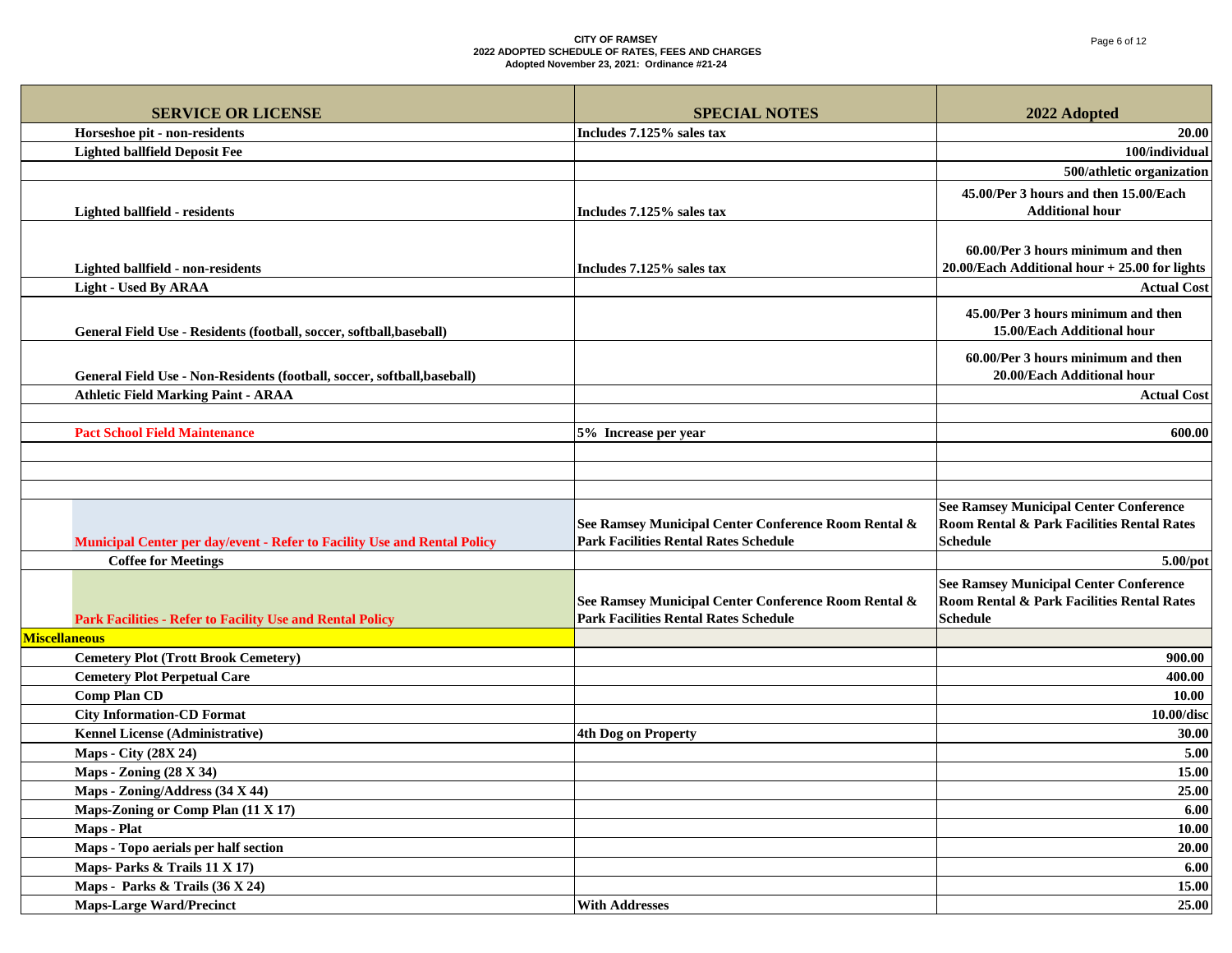| SERVICE OR LICENSE | SPECIAL NOTES | 2022 Adopted |
|---|---|---|
| Horseshoe pit - non-residents | Includes 7.125% sales tax | 20.00 |
| Lighted ballfield Deposit Fee | | 100/individual |
| | | 500/athletic organization |
| Lighted ballfield - residents | Includes 7.125% sales tax | 45.00/Per 3 hours and then 15.00/Each Additional hour |
| Lighted ballfield - non-residents | Includes 7.125% sales tax | 60.00/Per 3 hours minimum and then 20.00/Each Additional hour + 25.00 for lights |
| Light - Used By ARAA | | Actual Cost |
| General Field Use - Residents (football, soccer, softball,baseball) | | 45.00/Per 3 hours minimum and then 15.00/Each Additional hour |
| General Field Use - Non-Residents (football, soccer, softball,baseball) | | 60.00/Per 3 hours minimum and then 20.00/Each Additional hour |
| Athletic Field Marking Paint - ARAA | | Actual Cost |
| | | |
| Pact School Field Maintenance | 5% Increase per year | 600.00 |
| | | |
| | | |
| | | |
| Municipal Center per day/event - Refer to Facility Use and Rental Policy | See Ramsey Municipal Center Conference Room Rental & Park Facilities Rental Rates Schedule | See Ramsey Municipal Center Conference Room Rental & Park Facilities Rental Rates Schedule |
| Coffee for Meetings | | 5.00/pot |
| Park Facilities - Refer to Facility Use and Rental Policy | See Ramsey Municipal Center Conference Room Rental & Park Facilities Rental Rates Schedule | See Ramsey Municipal Center Conference Room Rental & Park Facilities Rental Rates Schedule |
| **Miscellaneous** | | |
| Cemetery Plot (Trott Brook Cemetery) | | 900.00 |
| Cemetery Plot Perpetual Care | | 400.00 |
| Comp Plan CD | | 10.00 |
| City Information-CD Format | | 10.00/disc |
| Kennel License (Administrative) | 4th Dog on Property | 30.00 |
| Maps - City (28X 24) | | 5.00 |
| Maps - Zoning (28 X 34) | | 15.00 |
| Maps - Zoning/Address (34 X 44) | | 25.00 |
| Maps-Zoning or Comp Plan (11 X 17) | | 6.00 |
| Maps - Plat | | 10.00 |
| Maps - Topo aerials per half section | | 20.00 |
| Maps- Parks & Trails 11 X 17) | | 6.00 |
| Maps - Parks & Trails (36 X 24) | | 15.00 |
| Maps-Large Ward/Precinct | With Addresses | 25.00 |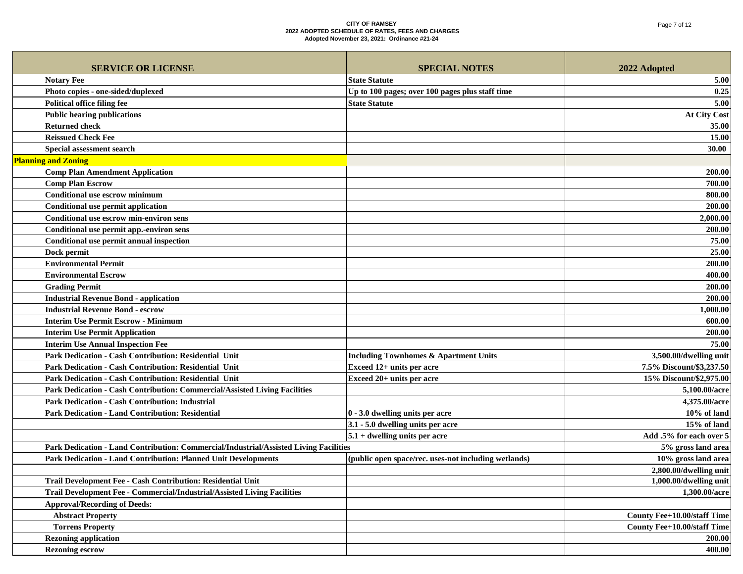**CITY OF RAMSEY**
**2022 ADOPTED SCHEDULE OF RATES, FEES AND CHARGES**
**Adopted November 23, 2021: Ordinance #21-24**

| SERVICE OR LICENSE | SPECIAL NOTES | 2022 Adopted |
|---|---|---|
| Notary Fee | State Statute | 5.00 |
| Photo copies - one-sided/duplexed | Up to 100 pages; over 100 pages plus staff time | 0.25 |
| Political office filing fee | State Statute | 5.00 |
| Public hearing publications | | At City Cost |
| Returned check | | 35.00 |
| Reissued Check Fee | | 15.00 |
| Special assessment search | | 30.00 |
| **Planning and Zoning** | | |
| Comp Plan Amendment Application | | 200.00 |
| Comp Plan Escrow | | 700.00 |
| Conditional use escrow minimum | | 800.00 |
| Conditional use permit application | | 200.00 |
| Conditional use escrow min-environ sens | | 2,000.00 |
| Conditional use permit app.-environ sens | | 200.00 |
| Conditional use permit annual inspection | | 75.00 |
| Dock permit | | 25.00 |
| Environmental Permit | | 200.00 |
| Environmental Escrow | | 400.00 |
| Grading Permit | | 200.00 |
| Industrial Revenue Bond - application | | 200.00 |
| Industrial Revenue Bond - escrow | | 1,000.00 |
| Interim Use Permit Escrow - Minimum | | 600.00 |
| Interim Use Permit Application | | 200.00 |
| Interim Use Annual Inspection Fee | | 75.00 |
| Park Dedication - Cash Contribution: Residential Unit | Including Townhomes & Apartment Units | 3,500.00/dwelling unit |
| Park Dedication - Cash Contribution: Residential Unit | Exceed 12+ units per acre | 7.5% Discount/$3,237.50 |
| Park Dedication - Cash Contribution: Residential Unit | Exceed 20+ units per acre | 15% Discount/$2,975.00 |
| Park Dedication - Cash Contribution: Commercial/Assisted Living Facilities | | 5,100.00/acre |
| Park Dedication - Cash Contribution: Industrial | | 4,375.00/acre |
| Park Dedication - Land Contribution: Residential | 0 - 3.0 dwelling units per acre | 10% of land |
| | 3.1 - 5.0 dwelling units per acre | 15% of land |
| | 5.1 + dwelling units per acre | Add .5% for each over 5 |
| Park Dedication - Land Contribution: Commercial/Industrial/Assisted Living Facilities | | 5% gross land area |
| Park Dedication - Land Contribution: Planned Unit Developments | (public open space/rec. uses-not including wetlands) | 10% gross land area |
| | | 2,800.00/dwelling unit |
| Trail Development Fee - Cash Contribution: Residential Unit | | 1,000.00/dwelling unit |
| Trail Development Fee - Commercial/Industrial/Assisted Living Facilities | | 1,300.00/acre |
| Approval/Recording of Deeds: | | |
| Abstract Property | | County Fee+10.00/staff Time |
| Torrens Property | | County Fee+10.00/staff Time |
| Rezoning application | | 200.00 |
| Rezoning escrow | | 400.00 |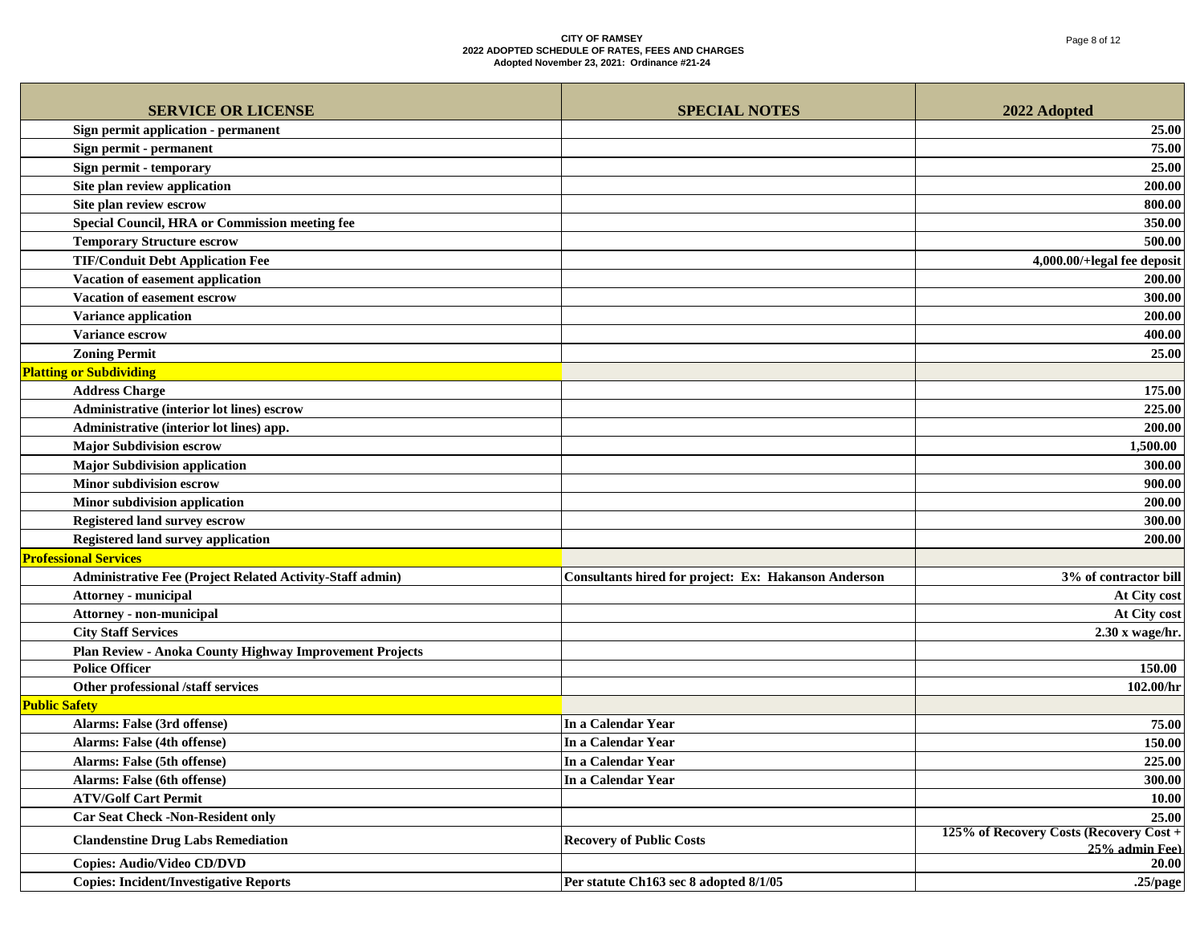**CITY OF RAMSEY**
**2022 ADOPTED SCHEDULE OF RATES, FEES AND CHARGES**
**Adopted November 23, 2021: Ordinance #21-24**

| SERVICE OR LICENSE | SPECIAL NOTES | 2022 Adopted |
|---|---|---|
| Sign permit application - permanent | | 25.00 |
| Sign permit - permanent | | 75.00 |
| Sign permit - temporary | | 25.00 |
| Site plan review application | | 200.00 |
| Site plan review escrow | | 800.00 |
| Special Council, HRA or Commission meeting fee | | 350.00 |
| Temporary Structure escrow | | 500.00 |
| TIF/Conduit Debt Application Fee | | 4,000.00/+legal fee deposit |
| Vacation of easement application | | 200.00 |
| Vacation of easement escrow | | 300.00 |
| Variance application | | 200.00 |
| Variance escrow | | 400.00 |
| Zoning Permit | | 25.00 |
| **Platting or Subdividing** | | |
| Address Charge | | 175.00 |
| Administrative (interior lot lines) escrow | | 225.00 |
| Administrative (interior lot lines) app. | | 200.00 |
| Major Subdivision escrow | | 1,500.00 |
| Major Subdivision application | | 300.00 |
| Minor subdivision escrow | | 900.00 |
| Minor subdivision application | | 200.00 |
| Registered land survey escrow | | 300.00 |
| Registered land survey application | | 200.00 |
| **Professional Services** | | |
| Administrative Fee (Project Related Activity-Staff admin) | Consultants hired for project: Ex: Hakanson Anderson | 3% of contractor bill |
| Attorney - municipal | | At City cost |
| Attorney - non-municipal | | At City cost |
| City Staff Services | | 2.30 x wage/hr. |
| Plan Review - Anoka County Highway Improvement Projects | | |
| Police Officer | | 150.00 |
| Other professional /staff services | | 102.00/hr |
| **Public Safety** | | |
| Alarms: False (3rd offense) | In a Calendar Year | 75.00 |
| Alarms: False (4th offense) | In a Calendar Year | 150.00 |
| Alarms: False (5th offense) | In a Calendar Year | 225.00 |
| Alarms: False (6th offense) | In a Calendar Year | 300.00 |
| ATV/Golf Cart Permit | | 10.00 |
| Car Seat Check -Non-Resident only | | 25.00 |
| Clandenstine Drug Labs Remediation | Recovery of Public Costs | 125% of Recovery Costs (Recovery Cost + 25% admin Fee) |
| Copies: Audio/Video CD/DVD | | 20.00 |
| Copies: Incident/Investigative Reports | Per statute Ch163 sec 8 adopted 8/1/05 | .25/page |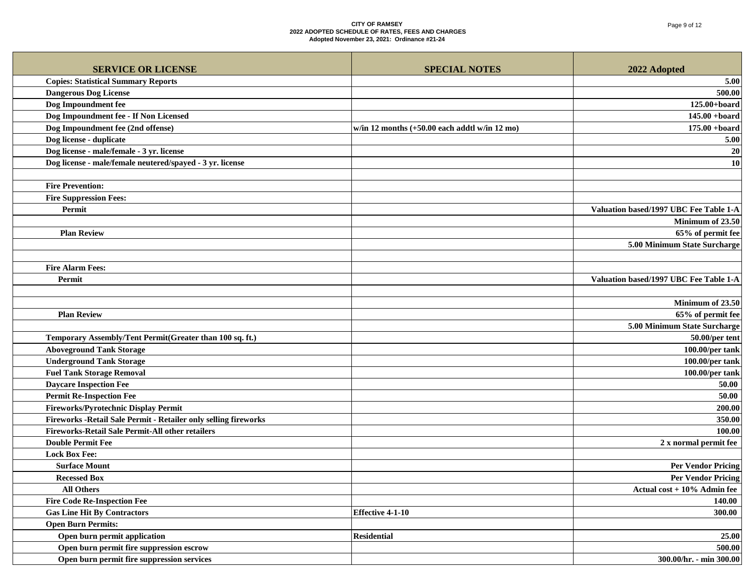CITY OF RAMSEY
2022 ADOPTED SCHEDULE OF RATES, FEES AND CHARGES
Adopted November 23, 2021: Ordinance #21-24

| SERVICE OR LICENSE | SPECIAL NOTES | 2022 Adopted |
|---|---|---|
| Copies: Statistical Summary Reports | | 5.00 |
| Dangerous Dog License | | 500.00 |
| Dog Impoundment fee | | 125.00+board |
| Dog Impoundment fee - If Non Licensed | | 145.00 +board |
| Dog Impoundment fee (2nd offense) | w/in 12 months (+50.00 each addtl w/in 12 mo) | 175.00 +board |
| Dog license - duplicate | | 5.00 |
| Dog license - male/female - 3 yr. license | | 20 |
| Dog license - male/female neutered/spayed - 3 yr. license | | 10 |
| | | |
| Fire Prevention: | | |
| Fire Suppression Fees: | | |
| Permit | | Valuation based/1997 UBC Fee Table 1-A |
| | | Minimum of 23.50 |
| Plan Review | | 65% of permit fee |
| | | 5.00 Minimum State Surcharge |
| | | |
| Fire Alarm Fees: | | |
| Permit | | Valuation based/1997 UBC Fee Table 1-A |
| | | |
| | | Minimum of 23.50 |
| Plan Review | | 65% of permit fee |
| | | 5.00 Minimum State Surcharge |
| Temporary Assembly/Tent Permit(Greater than 100 sq. ft.) | | 50.00/per tent |
| Aboveground Tank Storage | | 100.00/per tank |
| Underground Tank Storage | | 100.00/per tank |
| Fuel Tank Storage Removal | | 100.00/per tank |
| Daycare Inspection Fee | | 50.00 |
| Permit Re-Inspection Fee | | 50.00 |
| Fireworks/Pyrotechnic Display Permit | | 200.00 |
| Fireworks -Retail Sale Permit - Retailer only selling fireworks | | 350.00 |
| Fireworks-Retail Sale Permit-All other retailers | | 100.00 |
| Double Permit Fee | | 2 x normal permit fee |
| Lock Box Fee: | | |
| Surface Mount | | Per Vendor Pricing |
| Recessed Box | | Per Vendor Pricing |
| All Others | | Actual cost + 10% Admin fee |
| Fire Code Re-Inspection Fee | | 140.00 |
| Gas Line Hit By Contractors | Effective 4-1-10 | 300.00 |
| Open Burn Permits: | | |
| Open burn permit application | Residential | 25.00 |
| Open burn permit fire suppression escrow | | 500.00 |
| Open burn permit fire suppression services | | 300.00/hr. - min 300.00 |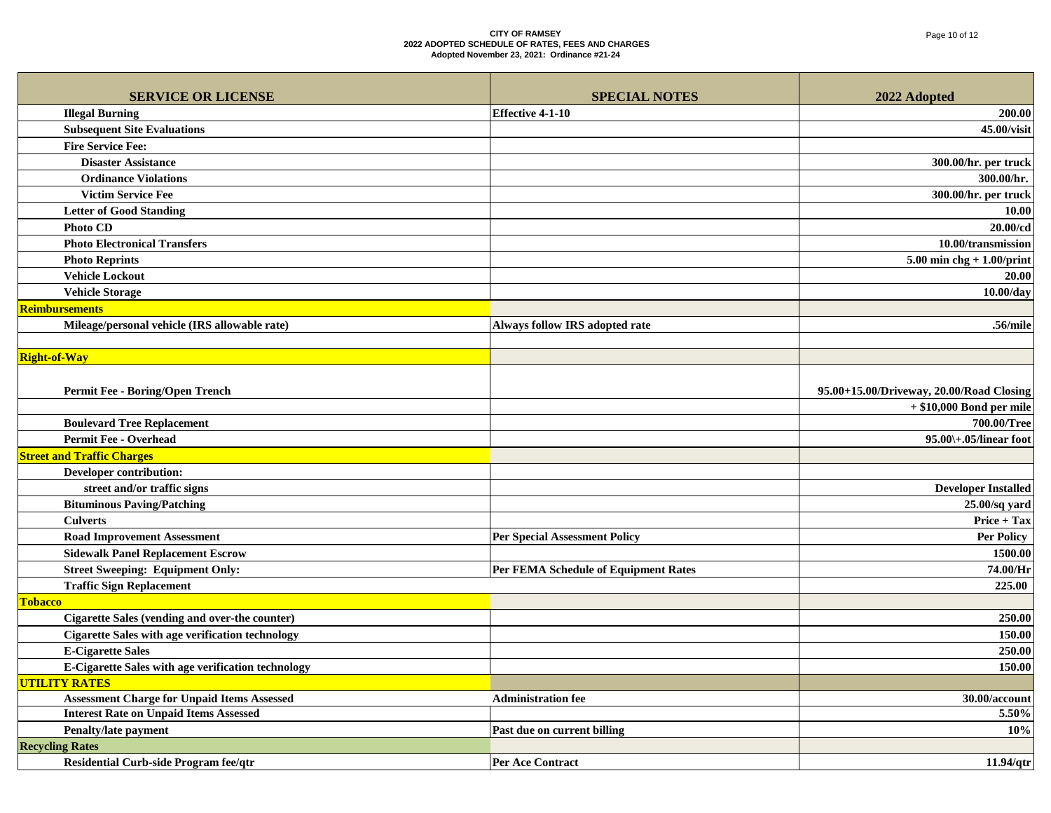**CITY OF RAMSEY**
**2022 ADOPTED SCHEDULE OF RATES, FEES AND CHARGES**
**Adopted November 23, 2021: Ordinance #21-24**

| SERVICE OR LICENSE | SPECIAL NOTES | 2022 Adopted |
|---|---|---|
| Illegal Burning | Effective 4-1-10 | 200.00 |
| Subsequent Site Evaluations | | 45.00/visit |
| Fire Service Fee: | | |
| Disaster Assistance | | 300.00/hr. per truck |
| Ordinance Violations | | 300.00/hr. |
| Victim Service Fee | | 300.00/hr. per truck |
| Letter of Good Standing | | 10.00 |
| Photo CD | | 20.00/cd |
| Photo Electronical Transfers | | 10.00/transmission |
| Photo Reprints | | 5.00 min chg + 1.00/print |
| Vehicle Lockout | | 20.00 |
| Vehicle Storage | | 10.00/day |
| **Reimbursements** | | |
| Mileage/personal vehicle (IRS allowable rate) | Always follow IRS adopted rate | .56/mile |
| | | |
| **Right-of-Way** | | |
| Permit Fee - Boring/Open Trench | | 95.00+15.00/Driveway, 20.00/Road Closing |
| | | + $10,000 Bond per mile |
| Boulevard Tree Replacement | | 700.00/Tree |
| Permit Fee - Overhead | | 95.00\+.05/linear foot |
| **Street and Traffic Charges** | | |
| Developer contribution: | | |
| street and/or traffic signs | | Developer Installed |
| Bituminous Paving/Patching | | 25.00/sq yard |
| Culverts | | Price + Tax |
| Road Improvement Assessment | Per Special Assessment Policy | Per Policy |
| Sidewalk Panel Replacement Escrow | | 1500.00 |
| Street Sweeping: Equipment Only: | Per FEMA Schedule of Equipment Rates | 74.00/Hr |
| Traffic Sign Replacement | | 225.00 |
| **Tobacco** | | |
| Cigarette Sales (vending and over-the counter) | | 250.00 |
| Cigarette Sales with age verification technology | | 150.00 |
| E-Cigarette Sales | | 250.00 |
| E-Cigarette Sales with age verification technology | | 150.00 |
| **UTILITY RATES** | | |
| Assessment Charge for Unpaid Items Assessed | Administration fee | 30.00/account |
| Interest Rate on Unpaid Items Assessed | | 5.50% |
| Penalty/late payment | Past due on current billing | 10% |
| **Recycling Rates** | | |
| Residential Curb-side Program fee/qtr | Per Ace Contract | 11.94/qtr |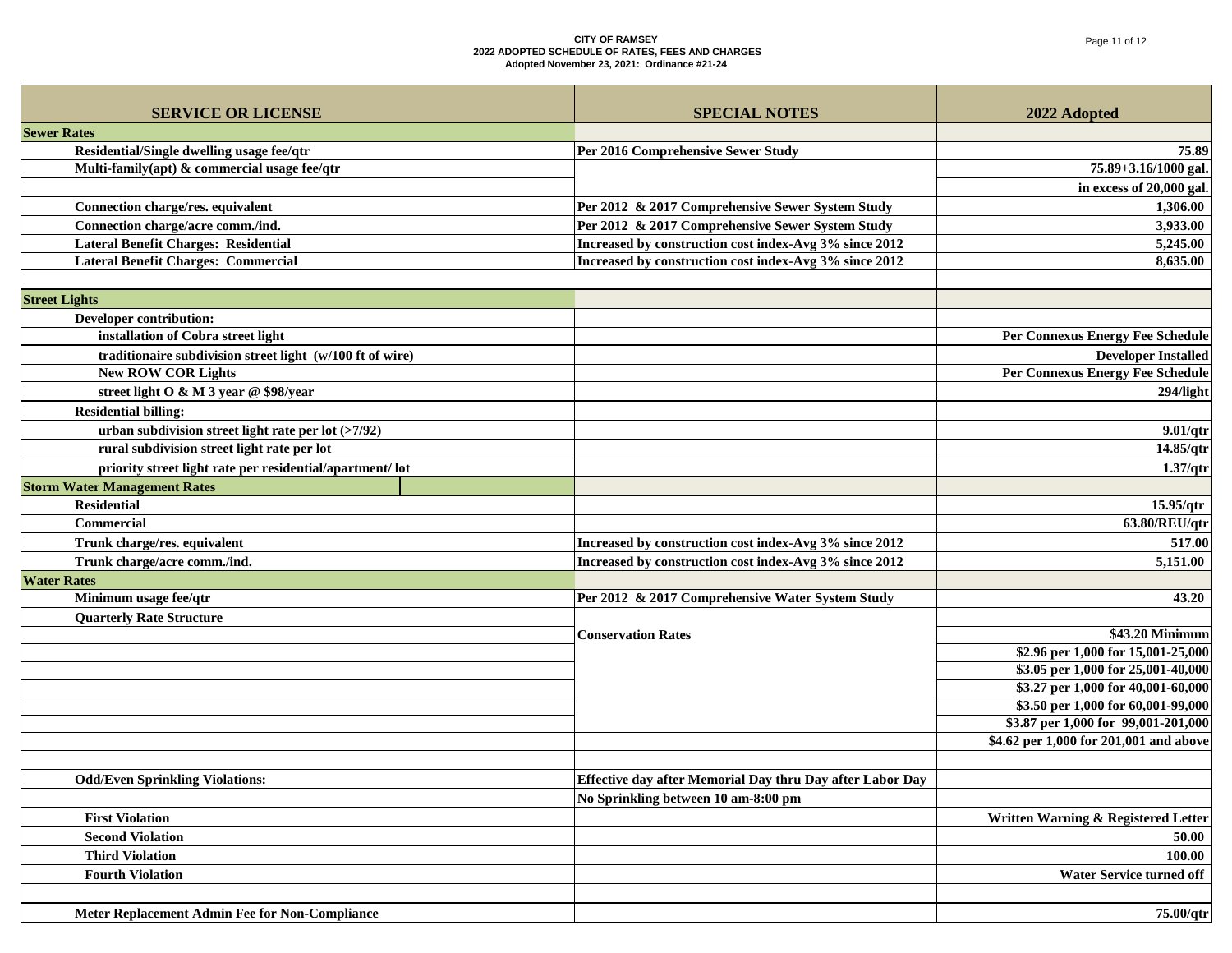**CITY OF RAMSEY**
**2022 ADOPTED SCHEDULE OF RATES, FEES AND CHARGES**
**Adopted November 23, 2021: Ordinance #21-24**

| SERVICE OR LICENSE | SPECIAL NOTES | 2022 Adopted |
|---|---|---|
| **Sewer Rates** | | |
| Residential/Single dwelling usage fee/qtr | Per 2016 Comprehensive Sewer Study | 75.89 |
| Multi-family(apt) & commercial usage fee/qtr | | 75.89+3.16/1000 gal. |
| | | in excess of 20,000 gal. |
| Connection charge/res. equivalent | Per 2012 & 2017 Comprehensive Sewer System Study | 1,306.00 |
| Connection charge/acre comm./ind. | Per 2012 & 2017 Comprehensive Sewer System Study | 3,933.00 |
| Lateral Benefit Charges: Residential | Increased by construction cost index-Avg 3% since 2012 | 5,245.00 |
| Lateral Benefit Charges: Commercial | Increased by construction cost index-Avg 3% since 2012 | 8,635.00 |
| | | |
| **Street Lights** | | |
| Developer contribution: | | |
| installation of Cobra street light | | Per Connexus Energy Fee Schedule |
| traditionaire subdivision street light (w/100 ft of wire) | | Developer Installed |
| New ROW COR Lights | | Per Connexus Energy Fee Schedule |
| street light O & M 3 year @ $98/year | | 294/light |
| Residential billing: | | |
| urban subdivision street light rate per lot (>7/92) | | 9.01/qtr |
| rural subdivision street light rate per lot | | 14.85/qtr |
| priority street light rate per residential/apartment/ lot | | 1.37/qtr |
| **Storm Water Management Rates** | | |
| Residential | | 15.95/qtr |
| Commercial | | 63.80/REU/qtr |
| Trunk charge/res. equivalent | Increased by construction cost index-Avg 3% since 2012 | 517.00 |
| Trunk charge/acre comm./ind. | Increased by construction cost index-Avg 3% since 2012 | 5,151.00 |
| **Water Rates** | | |
| Minimum usage fee/qtr | Per 2012 & 2017 Comprehensive Water System Study | 43.20 |
| Quarterly Rate Structure | | |
| | Conservation Rates | $43.20 Minimum |
| | | $2.96 per 1,000 for 15,001-25,000 |
| | | $3.05 per 1,000 for 25,001-40,000 |
| | | $3.27 per 1,000 for 40,001-60,000 |
| | | $3.50 per 1,000 for 60,001-99,000 |
| | | $3.87 per 1,000 for 99,001-201,000 |
| | | $4.62 per 1,000 for 201,001 and above |
| | | |
| Odd/Even Sprinkling Violations: | Effective day after Memorial Day thru Day after Labor Day | |
| | No Sprinkling between 10 am-8:00 pm | |
| First Violation | | Written Warning & Registered Letter |
| Second Violation | | 50.00 |
| Third Violation | | 100.00 |
| Fourth Violation | | Water Service turned off |
| | | |
| Meter Replacement Admin Fee for Non-Compliance | | 75.00/qtr |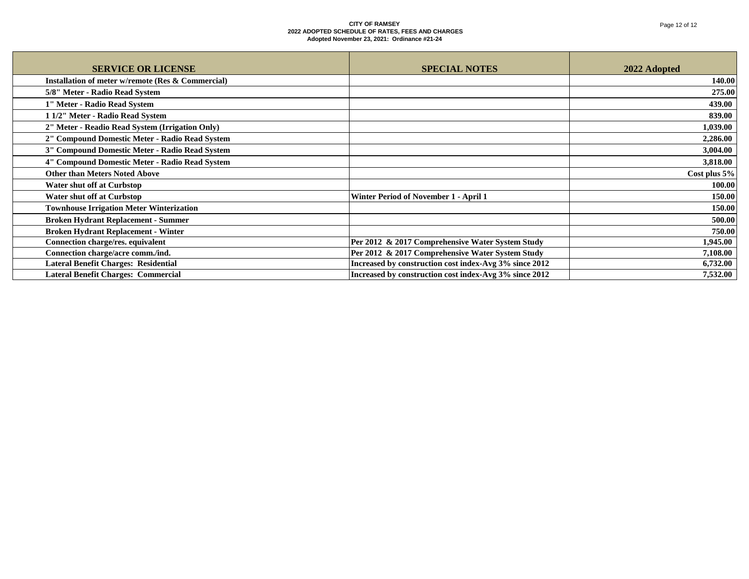| SERVICE OR LICENSE | SPECIAL NOTES | 2022 Adopted |
|---|---|---|
| Installation of meter w/remote (Res & Commercial) | | 140.00 |
| 5/8" Meter - Radio Read System | | 275.00 |
| 1" Meter - Radio Read System | | 439.00 |
| 1 1/2" Meter - Radio Read System | | 839.00 |
| 2" Meter - Readio Read System (Irrigation Only) | | 1,039.00 |
| 2" Compound Domestic Meter - Radio Read System | | 2,286.00 |
| 3" Compound Domestic Meter - Radio Read System | | 3,004.00 |
| 4" Compound Domestic Meter - Radio Read System | | 3,818.00 |
| Other than Meters Noted Above | | Cost plus 5% |
| Water shut off at Curbstop | | 100.00 |
| Water shut off at Curbstop | Winter Period of November 1 - April 1 | 150.00 |
| Townhouse Irrigation Meter Winterization | | 150.00 |
| Broken Hydrant Replacement - Summer | | 500.00 |
| Broken Hydrant Replacement - Winter | | 750.00 |
| Connection charge/res. equivalent | Per 2012 & 2017 Comprehensive Water System Study | 1,945.00 |
| Connection charge/acre comm./ind. | Per 2012 & 2017 Comprehensive Water System Study | 7,108.00 |
| Lateral Benefit Charges: Residential | Increased by construction cost index-Avg 3% since 2012 | 6,732.00 |
| Lateral Benefit Charges: Commercial | Increased by construction cost index-Avg 3% since 2012 | 7,532.00 |